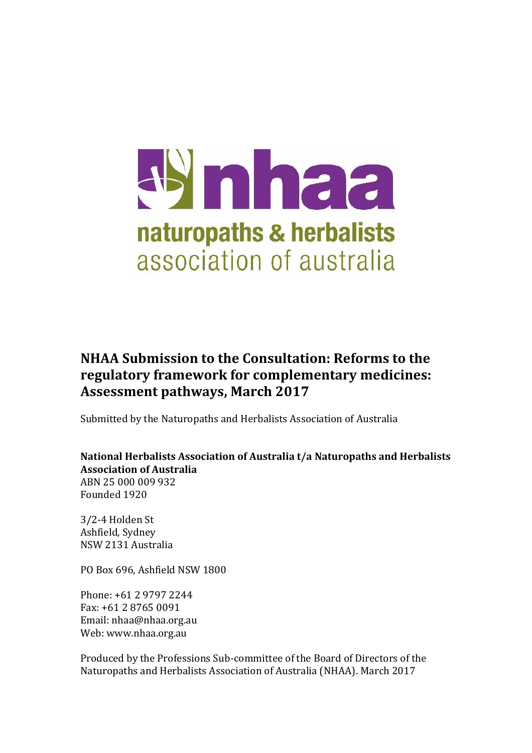nhaa

naturopaths & herbalists
association of australia

# NHAA Submission to the Consultation: Reforms to the regulatory framework for complementary medicines: Assessment pathways, March 2017

Submitted by the Naturopaths and Herbalists Association of Australia

**National Herbalists Association of Australia t/a Naturopaths and Herbalists Association of Australia**
ABN 25 000 009 932
Founded 1920

3/2-4 Holden St
Ashfield, Sydney
NSW 2131 Australia

PO Box 696, Ashfield NSW 1800

Phone: +61 2 9797 2244
Fax: +61 2 8765 0091
Email: nhaa@nhaa.org.au
Web: www.nhaa.org.au

Produced by the Professions Sub-committee of the Board of Directors of the Naturopaths and Herbalists Association of Australia (NHAA). March 2017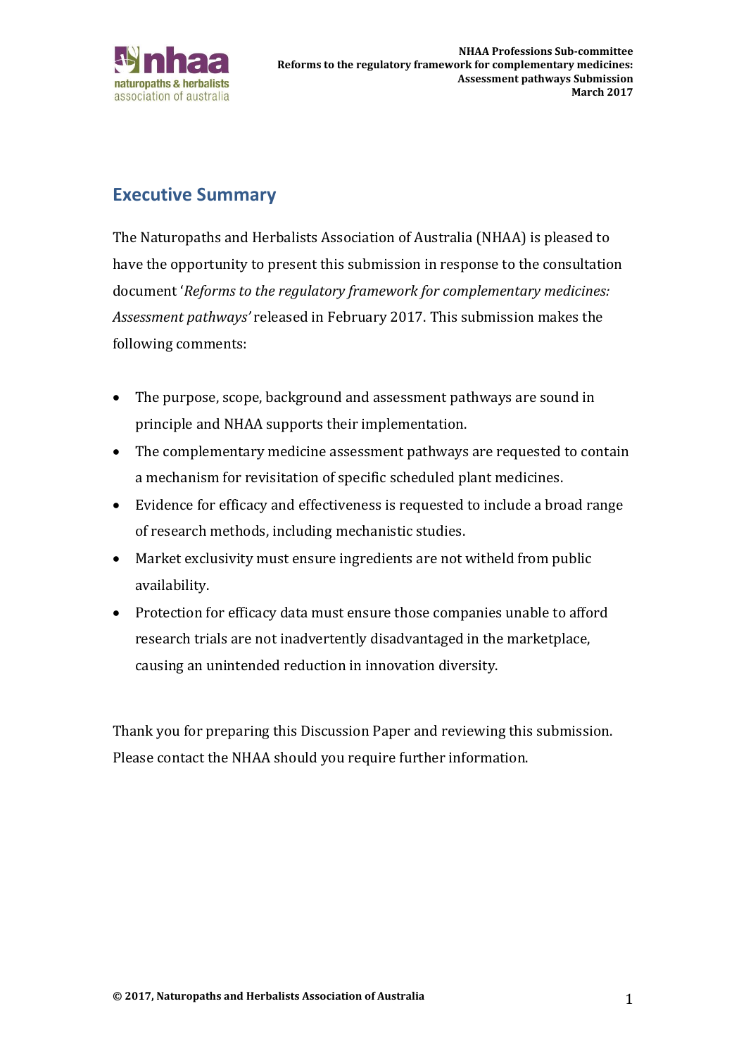## Executive Summary

The Naturopaths and Herbalists Association of Australia (NHAA) is pleased to have the opportunity to present this submission in response to the consultation document '*Reforms to the regulatory framework for complementary medicines: Assessment pathways'* released in February 2017. This submission makes the following comments:

- The purpose, scope, background and assessment pathways are sound in principle and NHAA supports their implementation.
- The complementary medicine assessment pathways are requested to contain a mechanism for revisitation of specific scheduled plant medicines.
- Evidence for efficacy and effectiveness is requested to include a broad range of research methods, including mechanistic studies.
- Market exclusivity must ensure ingredients are not witheld from public availability.
- Protection for efficacy data must ensure those companies unable to afford research trials are not inadvertently disadvantaged in the marketplace, causing an unintended reduction in innovation diversity.

Thank you for preparing this Discussion Paper and reviewing this submission. Please contact the NHAA should you require further information.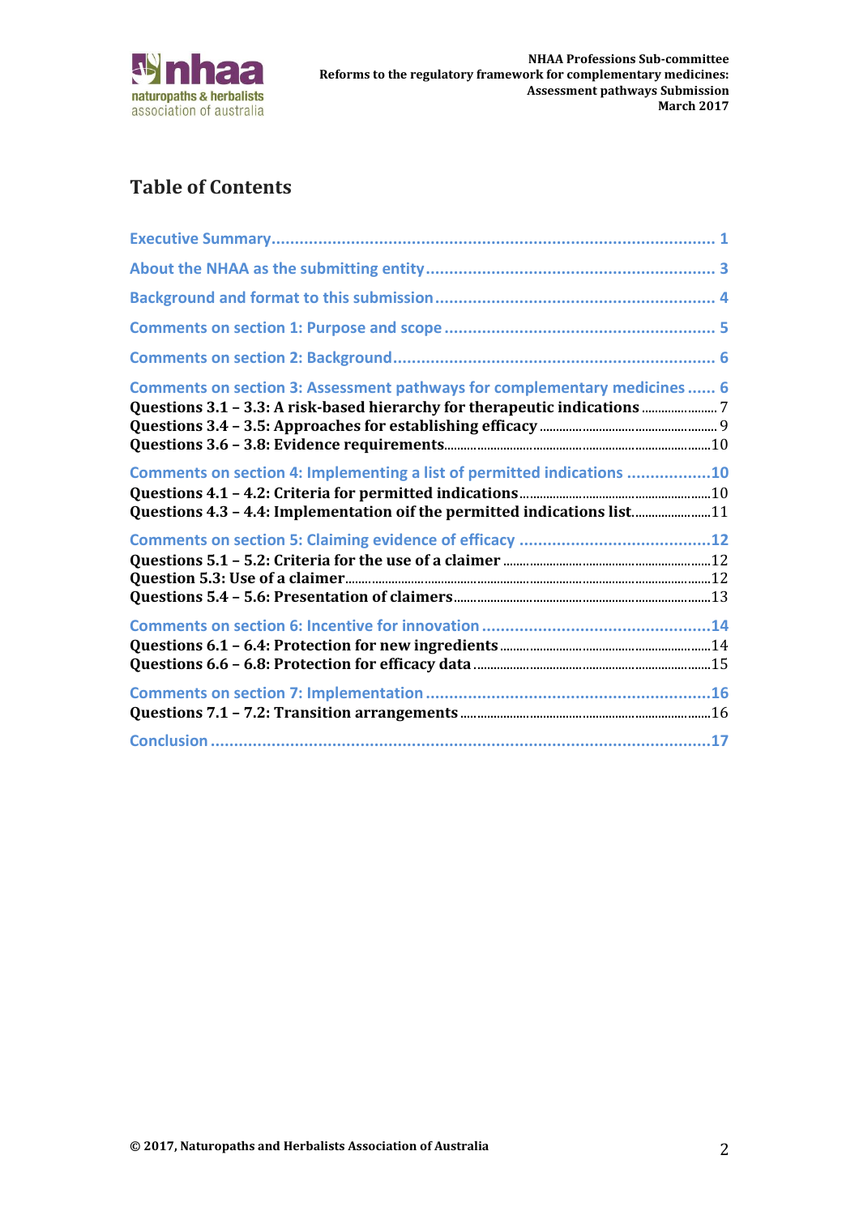# Table of Contents

Executive Summary ..................................................................................... 1

About the NHAA as the submitting entity ........................................................... 3

Background and format to this submission .......................................................... 4

Comments on section 1: Purpose and scope ........................................................ 5

Comments on section 2: Background ................................................................ 6

Comments on section 3: Assessment pathways for complementary medicines ...... 6

**Questions 3.1 – 3.3: A risk-based hierarchy for therapeutic indications** ........................ 7

**Questions 3.4 – 3.5: Approaches for establishing efficacy** ........................................ 9

**Questions 3.6 – 3.8: Evidence requirements** .......................................................... 10

Comments on section 4: Implementing a list of permitted indications .................. 10

**Questions 4.1 – 4.2: Criteria for permitted indications** .............................................. 10

**Questions 4.3 – 4.4: Implementation oif the permitted indications list** ........................ 11

Comments on section 5: Claiming evidence of efficacy ........................................ 12

**Questions 5.1 – 5.2: Criteria for the use of a claimer** ................................................ 12

**Question 5.3: Use of a claimer** ................................................................................. 12

**Questions 5.4 – 5.6: Presentation of claimers** ........................................................... 13

Comments on section 6: Incentive for innovation ................................................ 14

**Questions 6.1 – 6.4: Protection for new ingredients** .................................................. 14

**Questions 6.6 – 6.8: Protection for efficacy data** ........................................................ 15

Comments on section 7: Implementation ........................................................... 16

**Questions 7.1 – 7.2: Transition arrangements** ........................................................... 16

Conclusion .................................................................................................. 17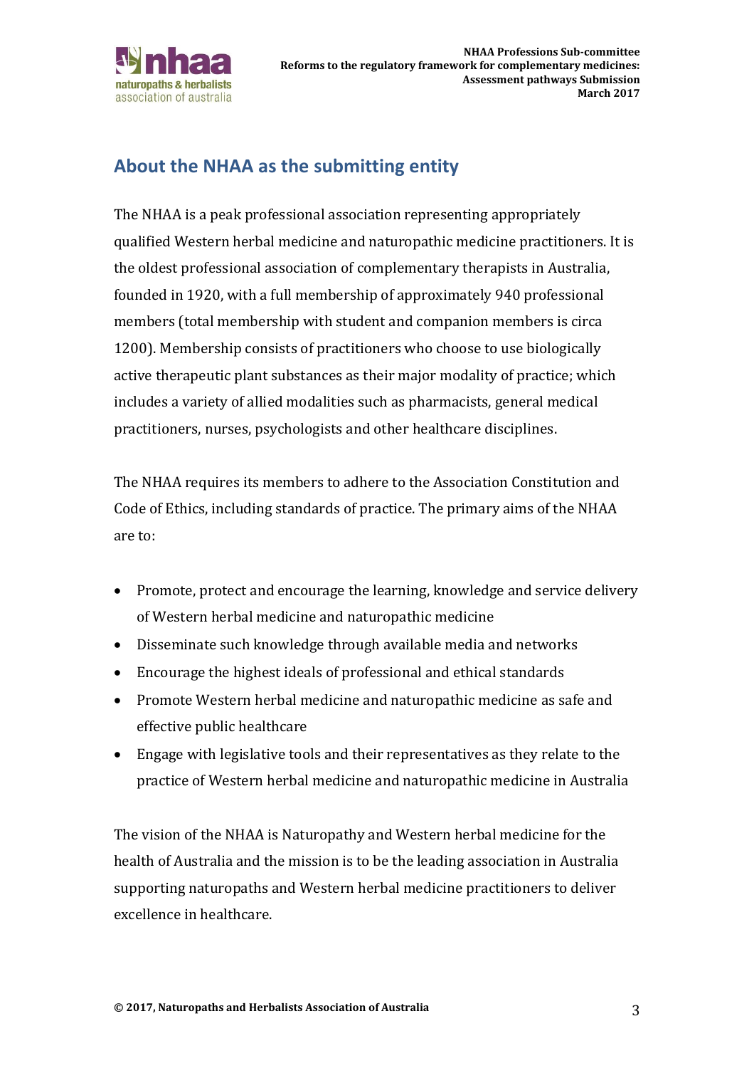## About the NHAA as the submitting entity

The NHAA is a peak professional association representing appropriately qualified Western herbal medicine and naturopathic medicine practitioners. It is the oldest professional association of complementary therapists in Australia, founded in 1920, with a full membership of approximately 940 professional members (total membership with student and companion members is circa 1200). Membership consists of practitioners who choose to use biologically active therapeutic plant substances as their major modality of practice; which includes a variety of allied modalities such as pharmacists, general medical practitioners, nurses, psychologists and other healthcare disciplines.

The NHAA requires its members to adhere to the Association Constitution and Code of Ethics, including standards of practice. The primary aims of the NHAA are to:

- Promote, protect and encourage the learning, knowledge and service delivery of Western herbal medicine and naturopathic medicine
- Disseminate such knowledge through available media and networks
- Encourage the highest ideals of professional and ethical standards
- Promote Western herbal medicine and naturopathic medicine as safe and effective public healthcare
- Engage with legislative tools and their representatives as they relate to the practice of Western herbal medicine and naturopathic medicine in Australia

The vision of the NHAA is Naturopathy and Western herbal medicine for the health of Australia and the mission is to be the leading association in Australia supporting naturopaths and Western herbal medicine practitioners to deliver excellence in healthcare.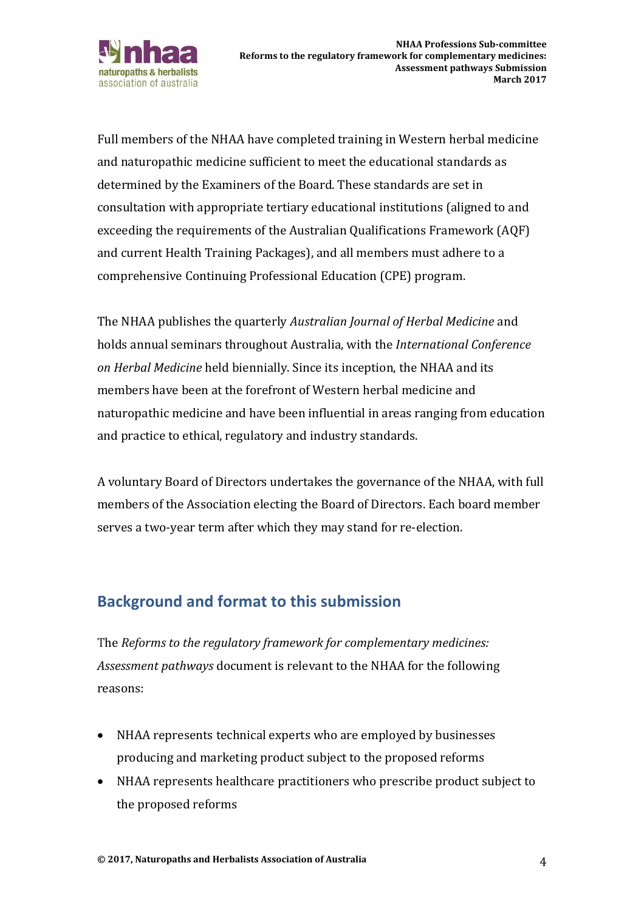Full members of the NHAA have completed training in Western herbal medicine and naturopathic medicine sufficient to meet the educational standards as determined by the Examiners of the Board. These standards are set in consultation with appropriate tertiary educational institutions (aligned to and exceeding the requirements of the Australian Qualifications Framework (AQF) and current Health Training Packages), and all members must adhere to a comprehensive Continuing Professional Education (CPE) program.

The NHAA publishes the quarterly *Australian Journal of Herbal Medicine* and holds annual seminars throughout Australia, with the *International Conference on Herbal Medicine* held biennially. Since its inception, the NHAA and its members have been at the forefront of Western herbal medicine and naturopathic medicine and have been influential in areas ranging from education and practice to ethical, regulatory and industry standards.

A voluntary Board of Directors undertakes the governance of the NHAA, with full members of the Association electing the Board of Directors. Each board member serves a two-year term after which they may stand for re-election.

## Background and format to this submission

The *Reforms to the regulatory framework for complementary medicines: Assessment pathways* document is relevant to the NHAA for the following reasons:

- NHAA represents technical experts who are employed by businesses producing and marketing product subject to the proposed reforms
- NHAA represents healthcare practitioners who prescribe product subject to the proposed reforms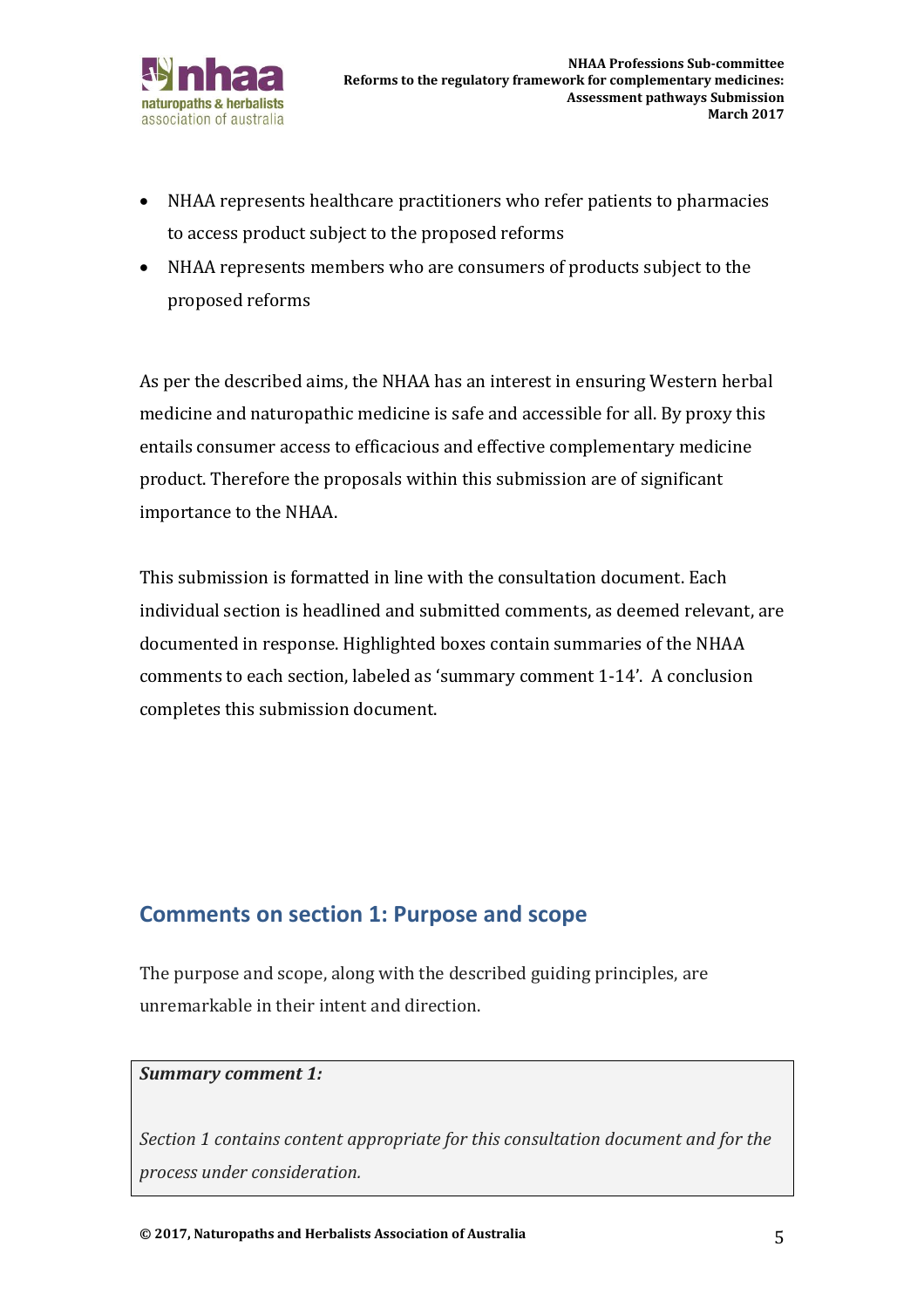- NHAA represents healthcare practitioners who refer patients to pharmacies to access product subject to the proposed reforms
- NHAA represents members who are consumers of products subject to the proposed reforms

As per the described aims, the NHAA has an interest in ensuring Western herbal medicine and naturopathic medicine is safe and accessible for all. By proxy this entails consumer access to efficacious and effective complementary medicine product. Therefore the proposals within this submission are of significant importance to the NHAA.

This submission is formatted in line with the consultation document. Each individual section is headlined and submitted comments, as deemed relevant, are documented in response. Highlighted boxes contain summaries of the NHAA comments to each section, labeled as 'summary comment 1-14'. A conclusion completes this submission document.

## Comments on section 1: Purpose and scope

The purpose and scope, along with the described guiding principles, are unremarkable in their intent and direction.

> ***Summary comment 1:***
>
> *Section 1 contains content appropriate for this consultation document and for the process under consideration.*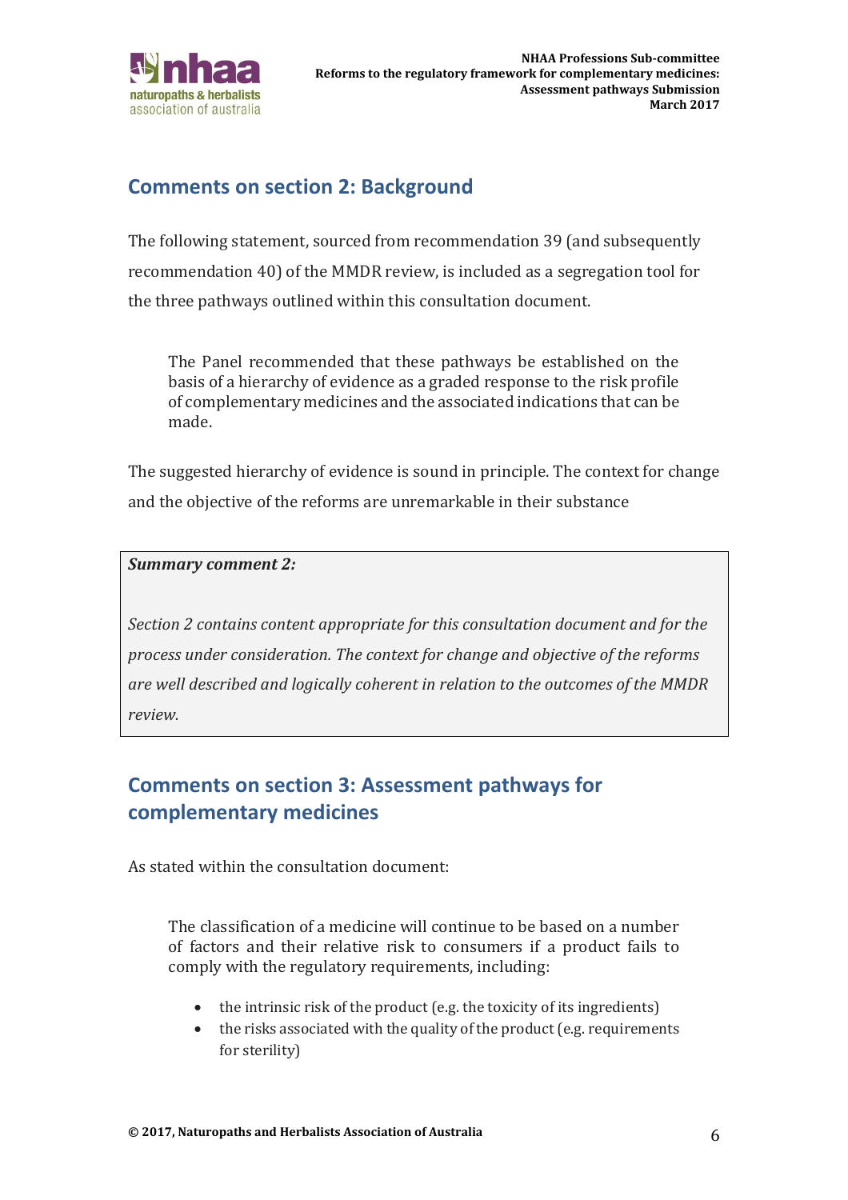## Comments on section 2: Background

The following statement, sourced from recommendation 39 (and subsequently recommendation 40) of the MMDR review, is included as a segregation tool for the three pathways outlined within this consultation document.

> The Panel recommended that these pathways be established on the basis of a hierarchy of evidence as a graded response to the risk profile of complementary medicines and the associated indications that can be made.

The suggested hierarchy of evidence is sound in principle. The context for change and the objective of the reforms are unremarkable in their substance

> ***Summary comment 2:***
>
> *Section 2 contains content appropriate for this consultation document and for the process under consideration. The context for change and objective of the reforms are well described and logically coherent in relation to the outcomes of the MMDR review.*

## Comments on section 3: Assessment pathways for complementary medicines

As stated within the consultation document:

> The classification of a medicine will continue to be based on a number of factors and their relative risk to consumers if a product fails to comply with the regulatory requirements, including:
>
> - the intrinsic risk of the product (e.g. the toxicity of its ingredients)
> - the risks associated with the quality of the product (e.g. requirements for sterility)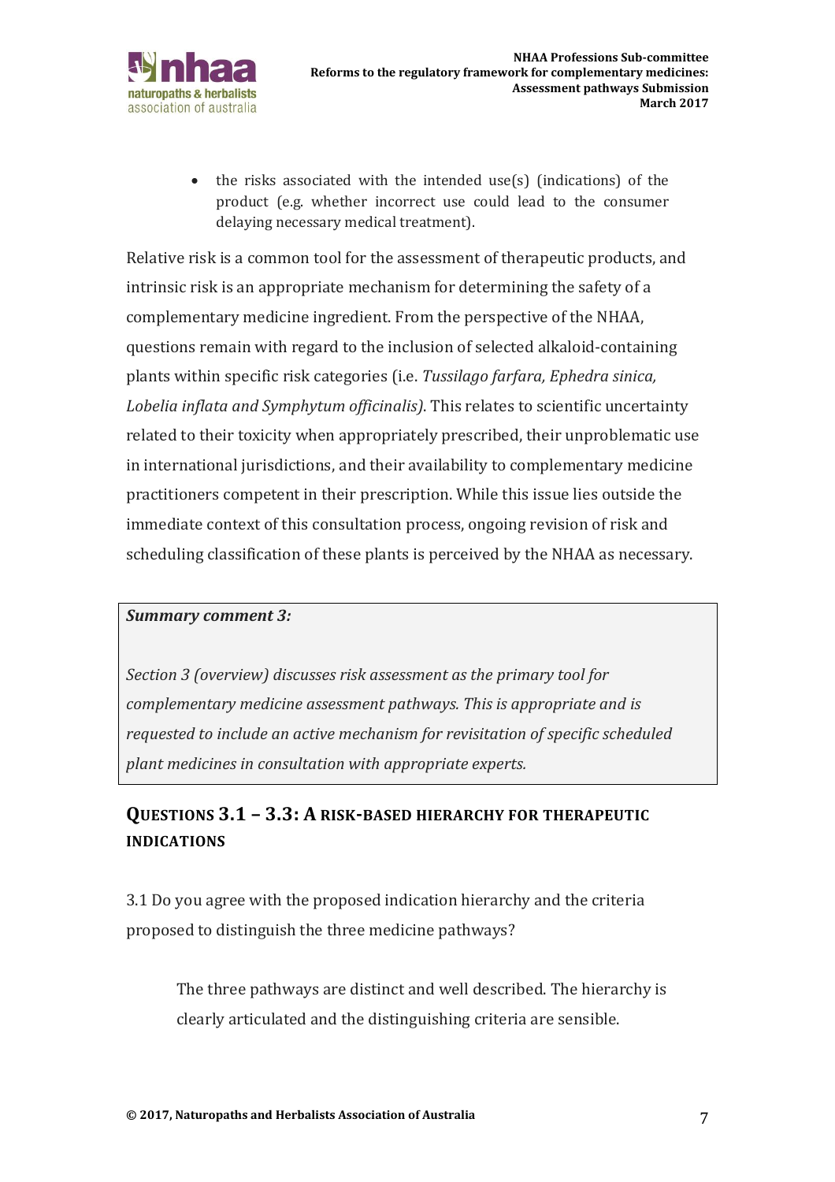- the risks associated with the intended use(s) (indications) of the product (e.g. whether incorrect use could lead to the consumer delaying necessary medical treatment).

Relative risk is a common tool for the assessment of therapeutic products, and intrinsic risk is an appropriate mechanism for determining the safety of a complementary medicine ingredient. From the perspective of the NHAA, questions remain with regard to the inclusion of selected alkaloid-containing plants within specific risk categories (i.e. *Tussilago farfara, Ephedra sinica, Lobelia inflata and Symphytum officinalis)*. This relates to scientific uncertainty related to their toxicity when appropriately prescribed, their unproblematic use in international jurisdictions, and their availability to complementary medicine practitioners competent in their prescription. While this issue lies outside the immediate context of this consultation process, ongoing revision of risk and scheduling classification of these plants is perceived by the NHAA as necessary.

> ***Summary comment 3:***
>
> *Section 3 (overview) discusses risk assessment as the primary tool for complementary medicine assessment pathways. This is appropriate and is requested to include an active mechanism for revisitation of specific scheduled plant medicines in consultation with appropriate experts.*

## QUESTIONS 3.1 – 3.3: A RISK-BASED HIERARCHY FOR THERAPEUTIC INDICATIONS

3.1 Do you agree with the proposed indication hierarchy and the criteria proposed to distinguish the three medicine pathways?

> The three pathways are distinct and well described. The hierarchy is clearly articulated and the distinguishing criteria are sensible.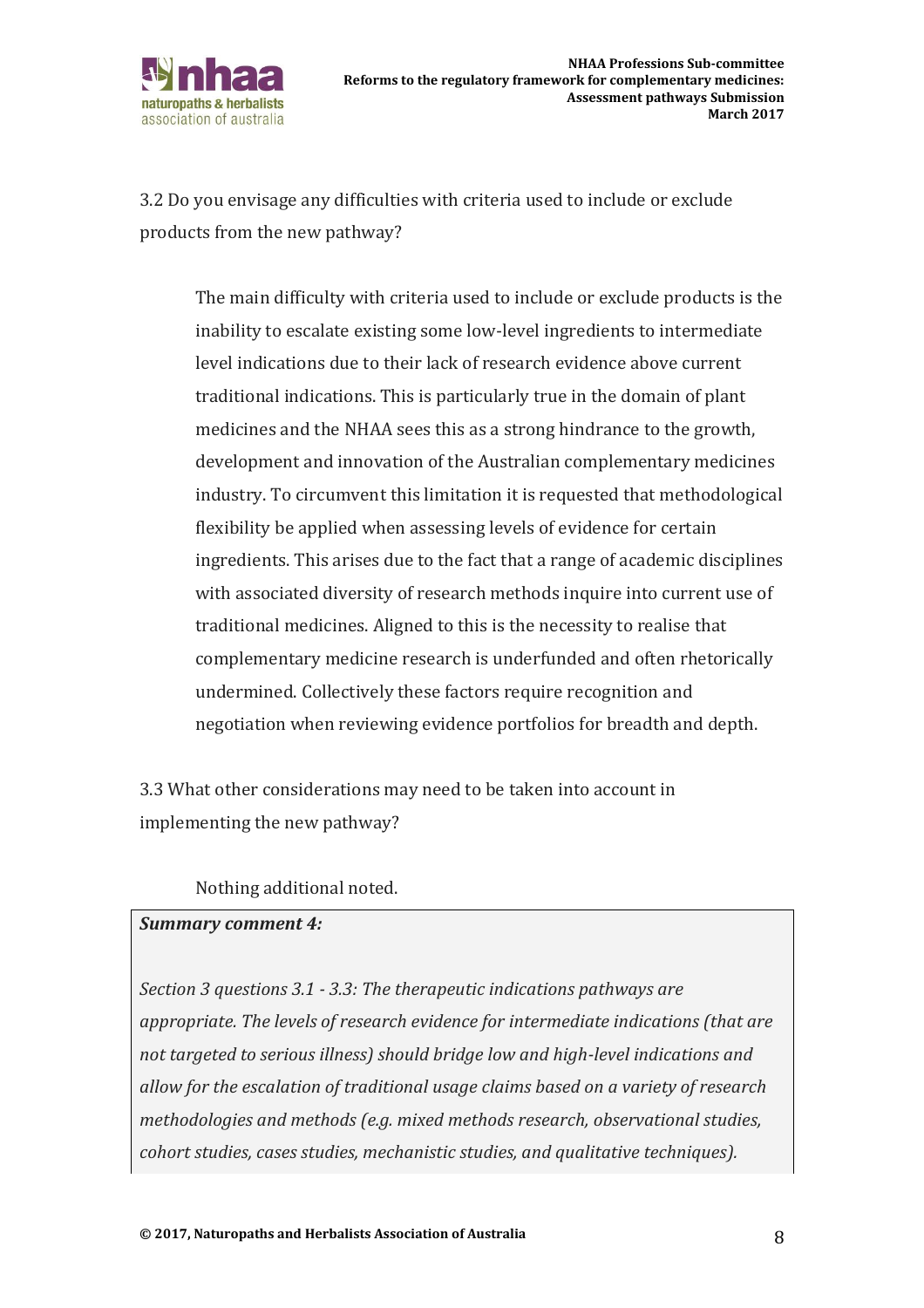3.2 Do you envisage any difficulties with criteria used to include or exclude products from the new pathway?

> The main difficulty with criteria used to include or exclude products is the inability to escalate existing some low-level ingredients to intermediate level indications due to their lack of research evidence above current traditional indications. This is particularly true in the domain of plant medicines and the NHAA sees this as a strong hindrance to the growth, development and innovation of the Australian complementary medicines industry. To circumvent this limitation it is requested that methodological flexibility be applied when assessing levels of evidence for certain ingredients. This arises due to the fact that a range of academic disciplines with associated diversity of research methods inquire into current use of traditional medicines. Aligned to this is the necessity to realise that complementary medicine research is underfunded and often rhetorically undermined. Collectively these factors require recognition and negotiation when reviewing evidence portfolios for breadth and depth.

3.3 What other considerations may need to be taken into account in implementing the new pathway?

> Nothing additional noted.

***Summary comment 4:***

*Section 3 questions 3.1 - 3.3: The therapeutic indications pathways are appropriate. The levels of research evidence for intermediate indications (that are not targeted to serious illness) should bridge low and high-level indications and allow for the escalation of traditional usage claims based on a variety of research methodologies and methods (e.g. mixed methods research, observational studies, cohort studies, cases studies, mechanistic studies, and qualitative techniques).*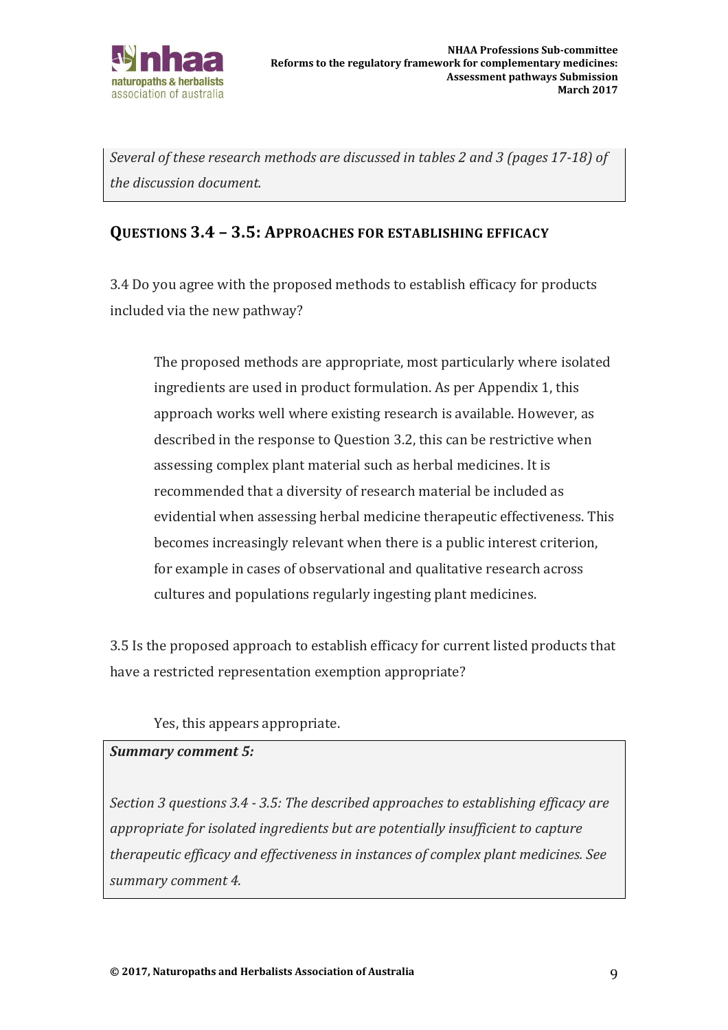*Several of these research methods are discussed in tables 2 and 3 (pages 17-18) of the discussion document.*

## QUESTIONS 3.4 – 3.5: APPROACHES FOR ESTABLISHING EFFICACY

3.4 Do you agree with the proposed methods to establish efficacy for products included via the new pathway?

> The proposed methods are appropriate, most particularly where isolated ingredients are used in product formulation. As per Appendix 1, this approach works well where existing research is available. However, as described in the response to Question 3.2, this can be restrictive when assessing complex plant material such as herbal medicines. It is recommended that a diversity of research material be included as evidential when assessing herbal medicine therapeutic effectiveness. This becomes increasingly relevant when there is a public interest criterion, for example in cases of observational and qualitative research across cultures and populations regularly ingesting plant medicines.

3.5 Is the proposed approach to establish efficacy for current listed products that have a restricted representation exemption appropriate?

> Yes, this appears appropriate.

***Summary comment 5:***

*Section 3 questions 3.4 - 3.5: The described approaches to establishing efficacy are appropriate for isolated ingredients but are potentially insufficient to capture therapeutic efficacy and effectiveness in instances of complex plant medicines. See summary comment 4.*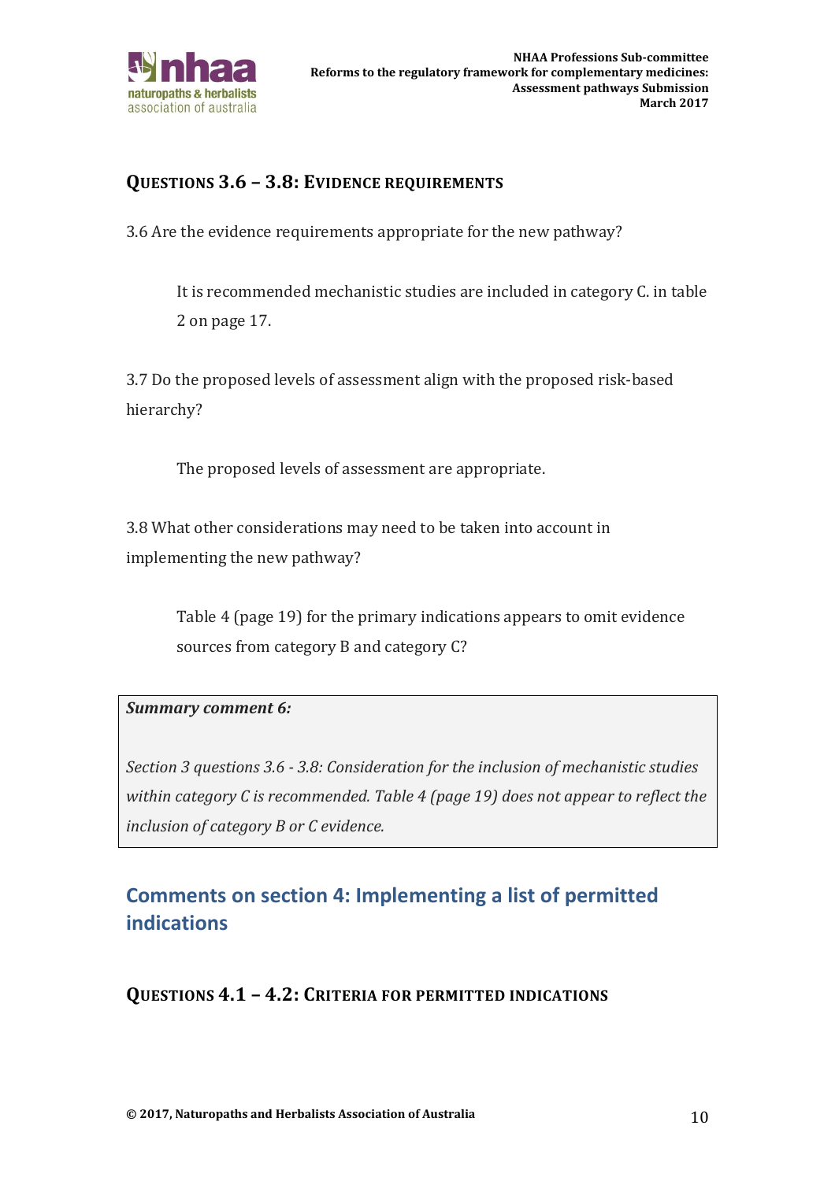### QUESTIONS 3.6 – 3.8: EVIDENCE REQUIREMENTS

3.6 Are the evidence requirements appropriate for the new pathway?

> It is recommended mechanistic studies are included in category C. in table 2 on page 17.

3.7 Do the proposed levels of assessment align with the proposed risk-based hierarchy?

> The proposed levels of assessment are appropriate.

3.8 What other considerations may need to be taken into account in implementing the new pathway?

> Table 4 (page 19) for the primary indications appears to omit evidence sources from category B and category C?

> ***Summary comment 6:***
>
> *Section 3 questions 3.6 - 3.8: Consideration for the inclusion of mechanistic studies within category C is recommended. Table 4 (page 19) does not appear to reflect the inclusion of category B or C evidence.*

## Comments on section 4: Implementing a list of permitted indications

### QUESTIONS 4.1 – 4.2: CRITERIA FOR PERMITTED INDICATIONS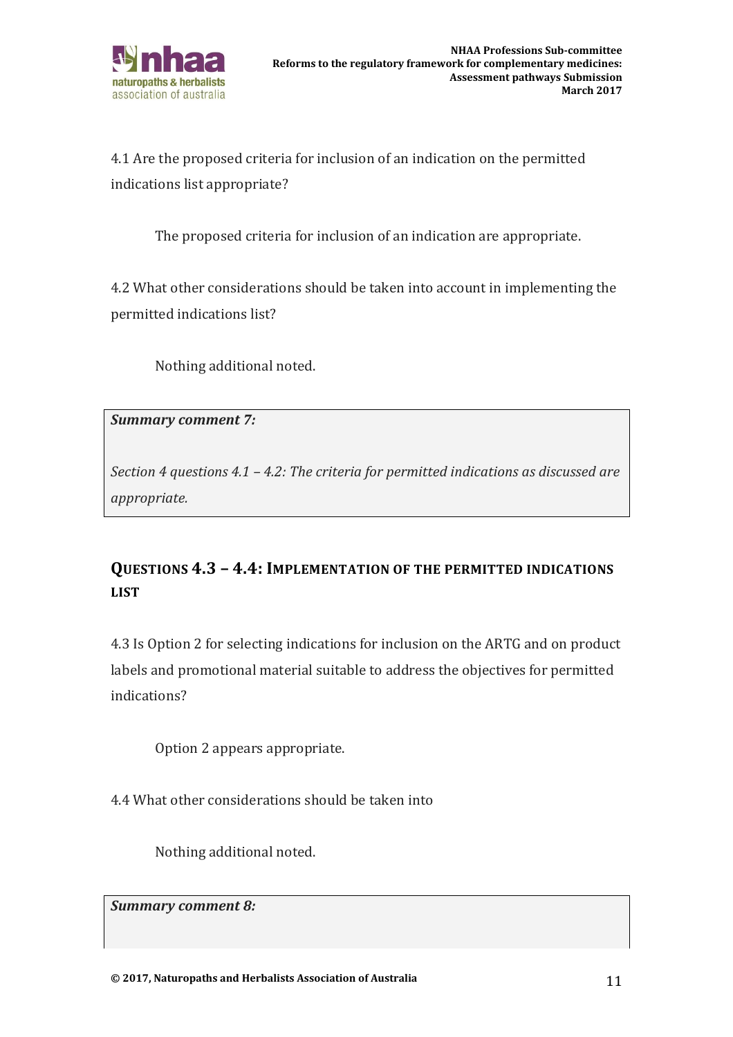4.1 Are the proposed criteria for inclusion of an indication on the permitted indications list appropriate?

> The proposed criteria for inclusion of an indication are appropriate.

4.2 What other considerations should be taken into account in implementing the permitted indications list?

> Nothing additional noted.

***Summary comment 7:***

*Section 4 questions 4.1 – 4.2: The criteria for permitted indications as discussed are appropriate.*

### QUESTIONS 4.3 – 4.4: IMPLEMENTATION OF THE PERMITTED INDICATIONS LIST

4.3 Is Option 2 for selecting indications for inclusion on the ARTG and on product labels and promotional material suitable to address the objectives for permitted indications?

> Option 2 appears appropriate.

4.4 What other considerations should be taken into

> Nothing additional noted.

***Summary comment 8:***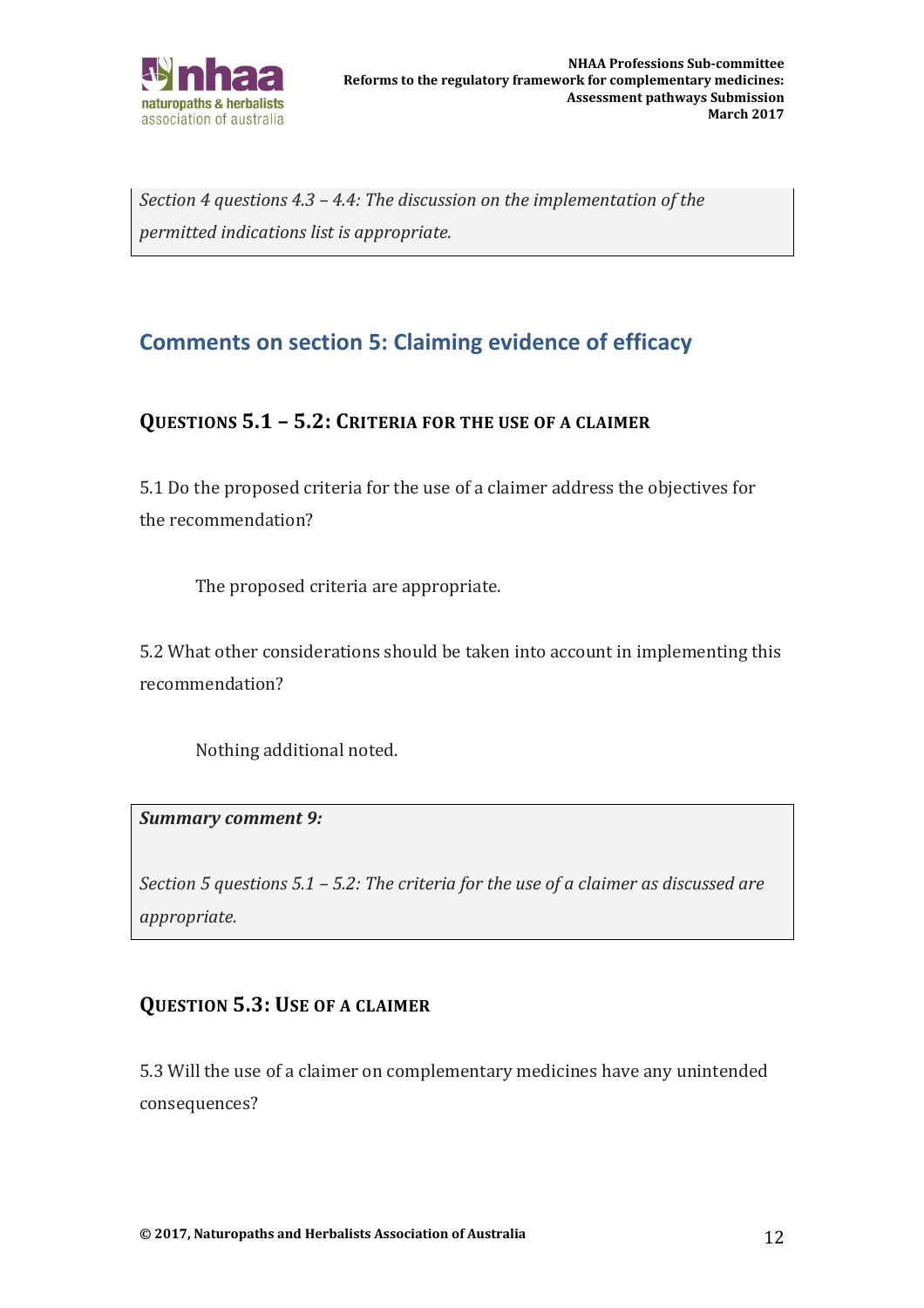*Section 4 questions 4.3 – 4.4: The discussion on the implementation of the permitted indications list is appropriate.*

## Comments on section 5: Claiming evidence of efficacy

### QUESTIONS 5.1 – 5.2: CRITERIA FOR THE USE OF A CLAIMER

5.1 Do the proposed criteria for the use of a claimer address the objectives for the recommendation?

The proposed criteria are appropriate.

5.2 What other considerations should be taken into account in implementing this recommendation?

Nothing additional noted.

***Summary comment 9:***

*Section 5 questions 5.1 – 5.2: The criteria for the use of a claimer as discussed are appropriate.*

### QUESTION 5.3: USE OF A CLAIMER

5.3 Will the use of a claimer on complementary medicines have any unintended consequences?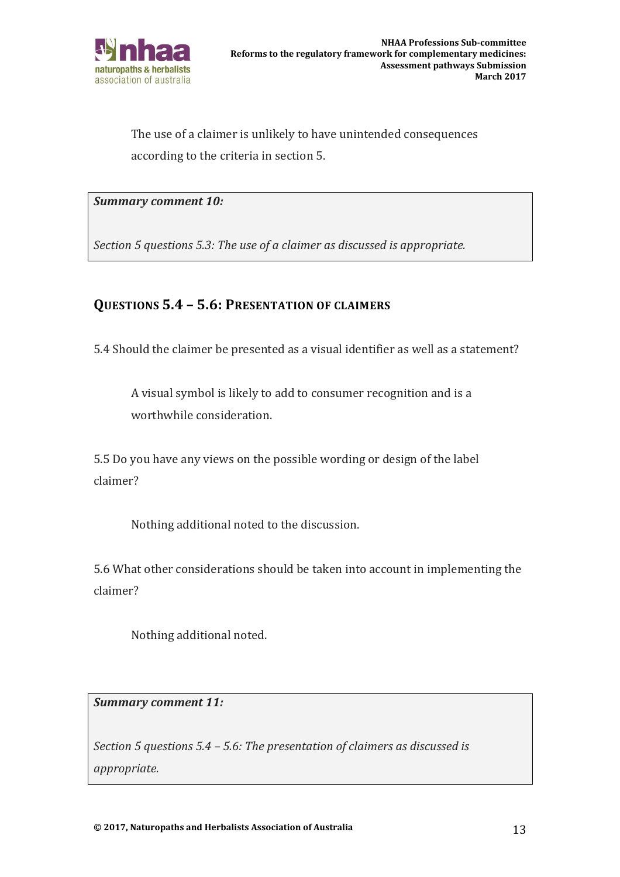The use of a claimer is unlikely to have unintended consequences according to the criteria in section 5.

> ***Summary comment 10:***
>
> *Section 5 questions 5.3: The use of a claimer as discussed is appropriate.*

## Questions 5.4 – 5.6: Presentation of claimers

5.4 Should the claimer be presented as a visual identifier as well as a statement?

A visual symbol is likely to add to consumer recognition and is a worthwhile consideration.

5.5 Do you have any views on the possible wording or design of the label claimer?

Nothing additional noted to the discussion.

5.6 What other considerations should be taken into account in implementing the claimer?

Nothing additional noted.

> ***Summary comment 11:***
>
> *Section 5 questions 5.4 – 5.6: The presentation of claimers as discussed is appropriate.*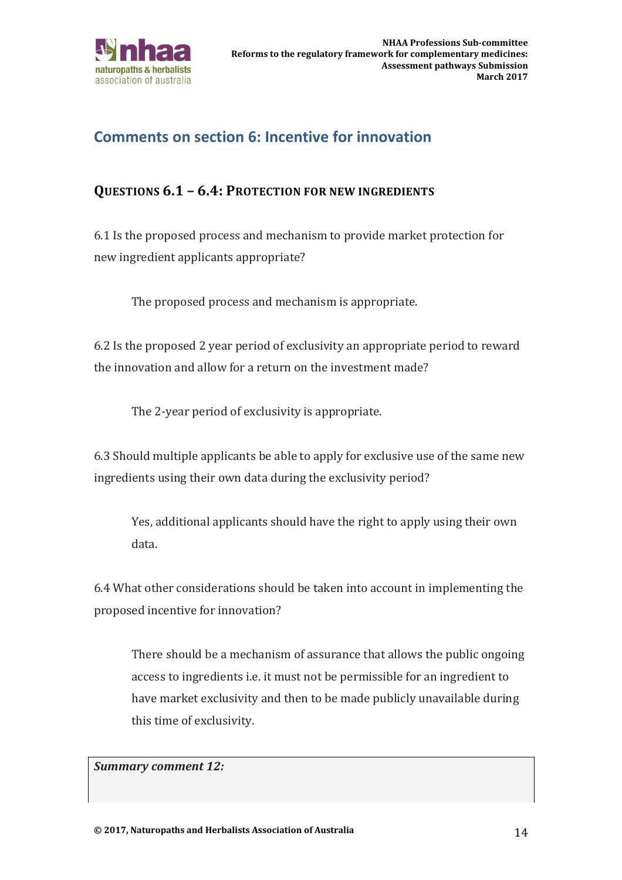## Comments on section 6: Incentive for innovation

### QUESTIONS 6.1 – 6.4: PROTECTION FOR NEW INGREDIENTS

6.1 Is the proposed process and mechanism to provide market protection for new ingredient applicants appropriate?

> The proposed process and mechanism is appropriate.

6.2 Is the proposed 2 year period of exclusivity an appropriate period to reward the innovation and allow for a return on the investment made?

> The 2-year period of exclusivity is appropriate.

6.3 Should multiple applicants be able to apply for exclusive use of the same new ingredients using their own data during the exclusivity period?

> Yes, additional applicants should have the right to apply using their own data.

6.4 What other considerations should be taken into account in implementing the proposed incentive for innovation?

> There should be a mechanism of assurance that allows the public ongoing access to ingredients i.e. it must not be permissible for an ingredient to have market exclusivity and then to be made publicly unavailable during this time of exclusivity.

***Summary comment 12:***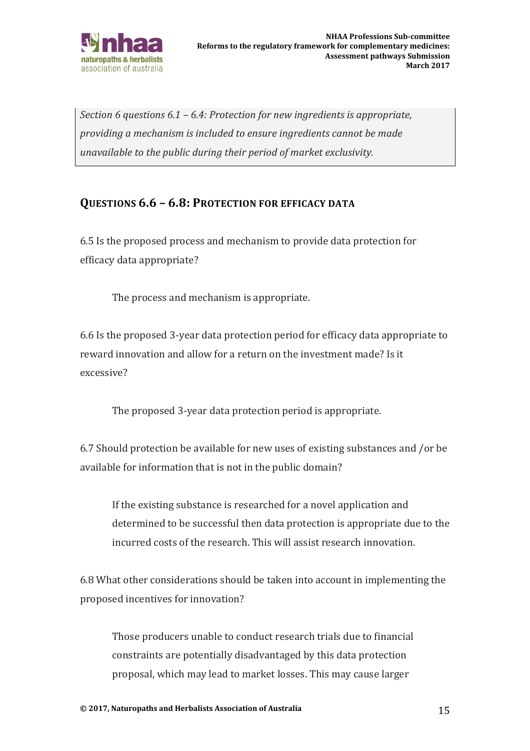*Section 6 questions 6.1 – 6.4: Protection for new ingredients is appropriate, providing a mechanism is included to ensure ingredients cannot be made unavailable to the public during their period of market exclusivity.*

## Questions 6.6 – 6.8: Protection for efficacy data

6.5 Is the proposed process and mechanism to provide data protection for efficacy data appropriate?

> The process and mechanism is appropriate.

6.6 Is the proposed 3-year data protection period for efficacy data appropriate to reward innovation and allow for a return on the investment made? Is it excessive?

> The proposed 3-year data protection period is appropriate.

6.7 Should protection be available for new uses of existing substances and /or be available for information that is not in the public domain?

> If the existing substance is researched for a novel application and determined to be successful then data protection is appropriate due to the incurred costs of the research. This will assist research innovation.

6.8 What other considerations should be taken into account in implementing the proposed incentives for innovation?

> Those producers unable to conduct research trials due to financial constraints are potentially disadvantaged by this data protection proposal, which may lead to market losses. This may cause larger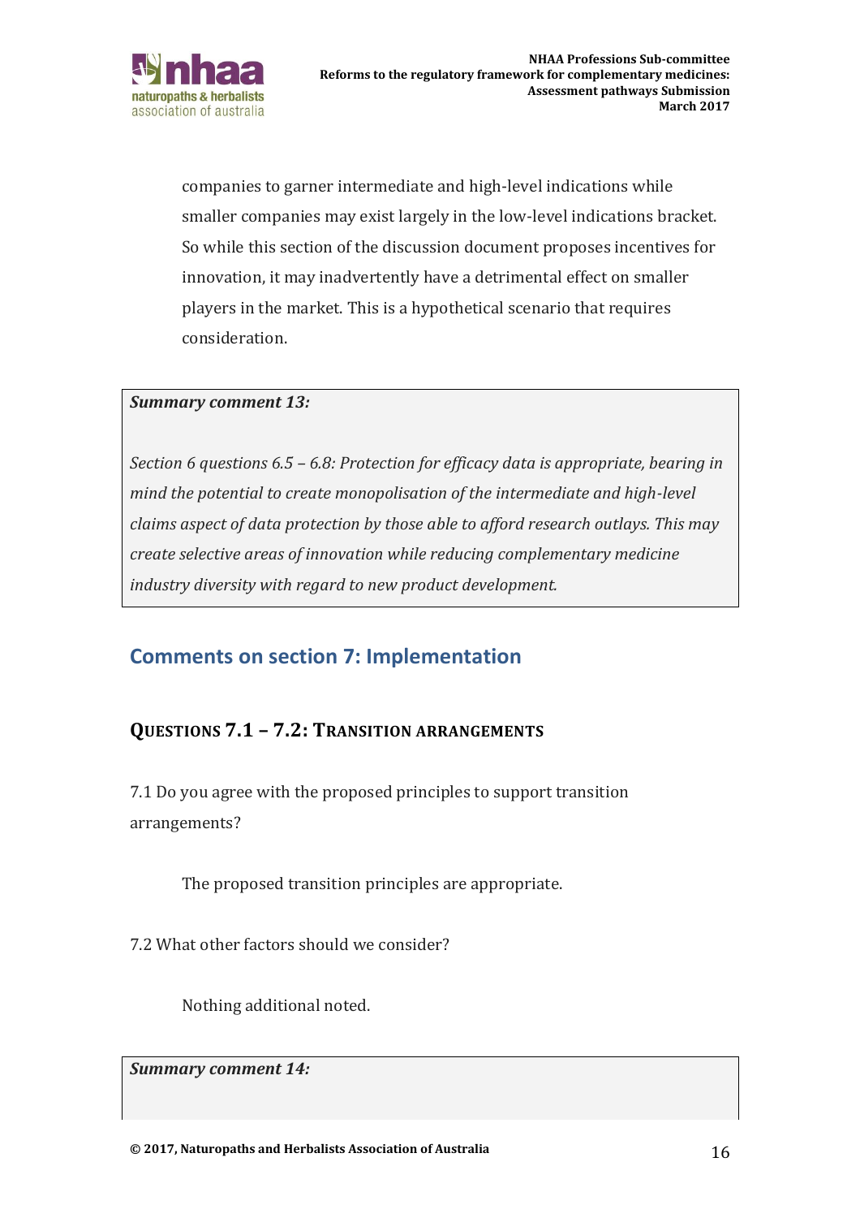companies to garner intermediate and high-level indications while smaller companies may exist largely in the low-level indications bracket. So while this section of the discussion document proposes incentives for innovation, it may inadvertently have a detrimental effect on smaller players in the market. This is a hypothetical scenario that requires consideration.

> ***Summary comment 13:***
>
> *Section 6 questions 6.5 – 6.8: Protection for efficacy data is appropriate, bearing in mind the potential to create monopolisation of the intermediate and high-level claims aspect of data protection by those able to afford research outlays. This may create selective areas of innovation while reducing complementary medicine industry diversity with regard to new product development.*

## Comments on section 7: Implementation

### Questions 7.1 – 7.2: Transition arrangements

7.1 Do you agree with the proposed principles to support transition arrangements?

The proposed transition principles are appropriate.

7.2 What other factors should we consider?

Nothing additional noted.

> ***Summary comment 14:***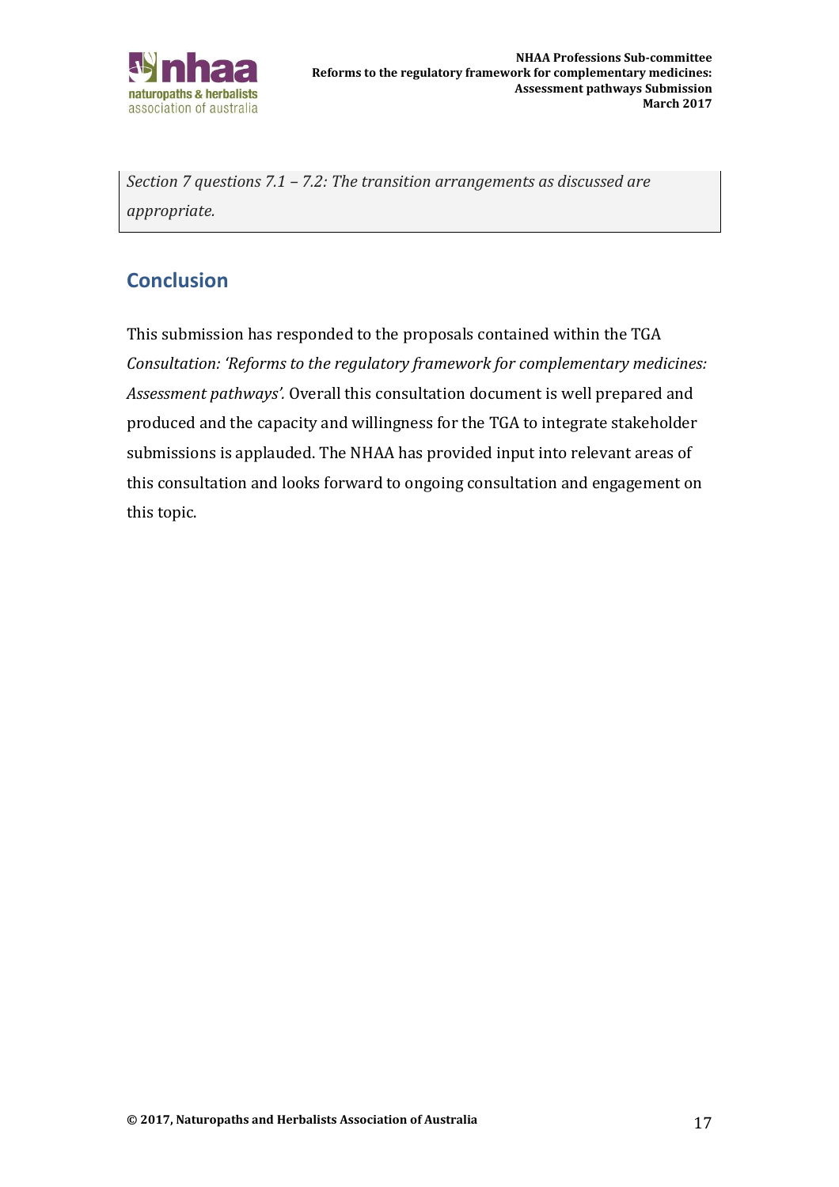*Section 7 questions 7.1 – 7.2: The transition arrangements as discussed are appropriate.*

## Conclusion

This submission has responded to the proposals contained within the TGA *Consultation: 'Reforms to the regulatory framework for complementary medicines: Assessment pathways'.* Overall this consultation document is well prepared and produced and the capacity and willingness for the TGA to integrate stakeholder submissions is applauded. The NHAA has provided input into relevant areas of this consultation and looks forward to ongoing consultation and engagement on this topic.